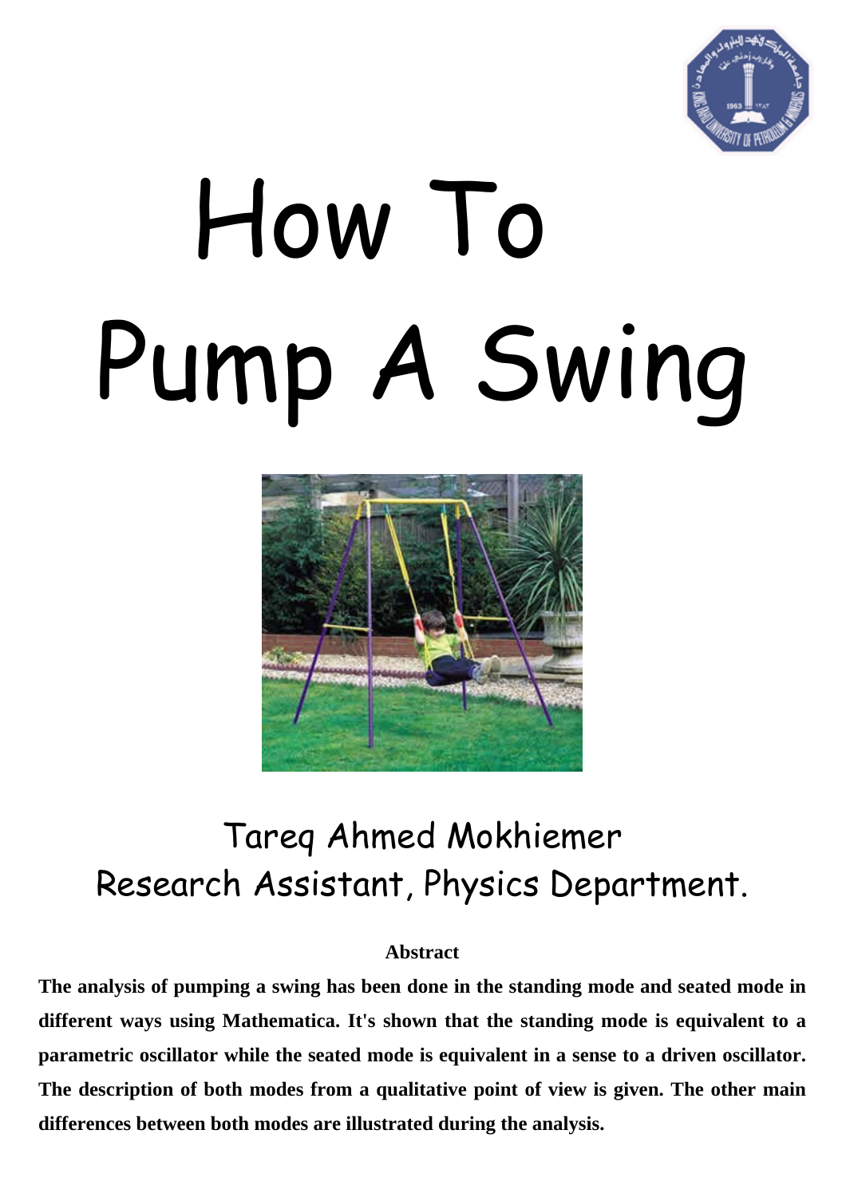# How To Pump A Swing

Tareq Ahmed Mokhiemer
Research Assistant, Physics Department.

**Abstract**

**The analysis of pumping a swing has been done in the standing mode and seated mode in different ways using Mathematica. It's shown that the standing mode is equivalent to a parametric oscillator while the seated mode is equivalent in a sense to a driven oscillator. The description of both modes from a qualitative point of view is given. The other main differences between both modes are illustrated during the analysis.**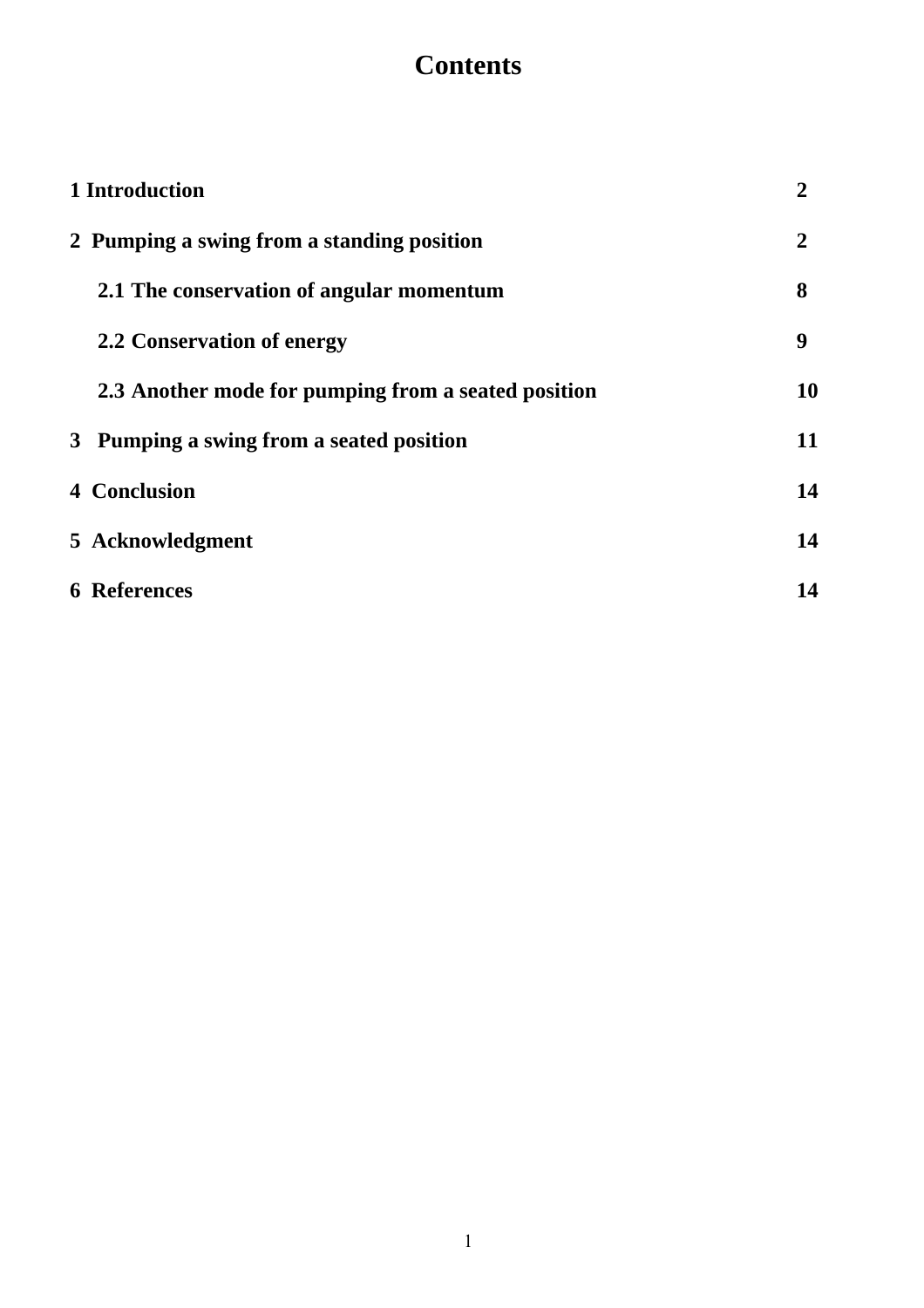# Contents

| | |
|---|---|
| **1 Introduction** | **2** |
| **2 Pumping a swing from a standing position** | **2** |
| &nbsp;&nbsp;&nbsp;&nbsp;**2.1 The conservation of angular momentum** | **8** |
| &nbsp;&nbsp;&nbsp;&nbsp;**2.2 Conservation of energy** | **9** |
| &nbsp;&nbsp;&nbsp;&nbsp;**2.3 Another mode for pumping from a seated position** | **10** |
| **3 Pumping a swing from a seated position** | **11** |
| **4 Conclusion** | **14** |
| **5 Acknowledgment** | **14** |
| **6 References** | **14** |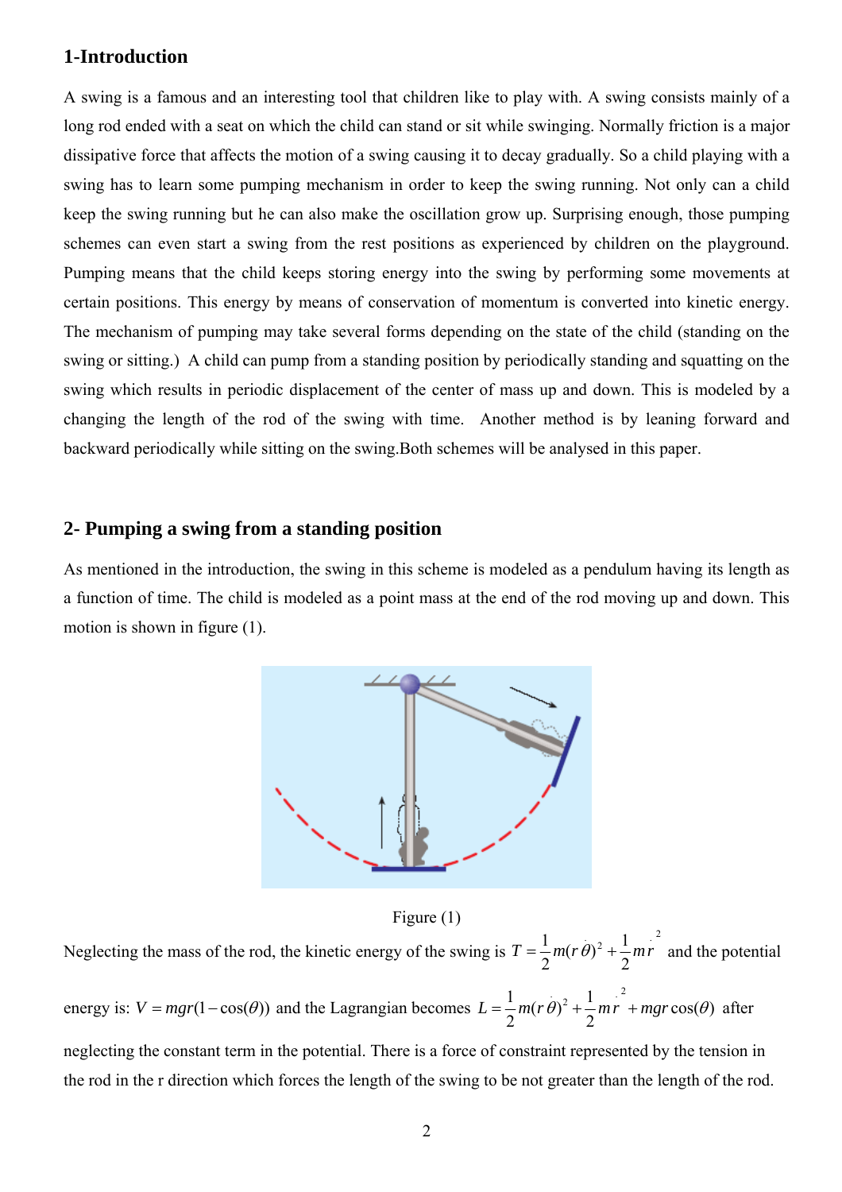## 1-Introduction

A swing is a famous and an interesting tool that children like to play with. A swing consists mainly of a long rod ended with a seat on which the child can stand or sit while swinging. Normally friction is a major dissipative force that affects the motion of a swing causing it to decay gradually. So a child playing with a swing has to learn some pumping mechanism in order to keep the swing running. Not only can a child keep the swing running but he can also make the oscillation grow up. Surprising enough, those pumping schemes can even start a swing from the rest positions as experienced by children on the playground. Pumping means that the child keeps storing energy into the swing by performing some movements at certain positions. This energy by means of conservation of momentum is converted into kinetic energy. The mechanism of pumping may take several forms depending on the state of the child (standing on the swing or sitting.) A child can pump from a standing position by periodically standing and squatting on the swing which results in periodic displacement of the center of mass up and down. This is modeled by a changing the length of the rod of the swing with time. Another method is by leaning forward and backward periodically while sitting on the swing.Both schemes will be analysed in this paper.

## 2- Pumping a swing from a standing position

As mentioned in the introduction, the swing in this scheme is modeled as a pendulum having its length as a function of time. The child is modeled as a point mass at the end of the rod moving up and down. This motion is shown in figure (1).

Figure (1)

Neglecting the mass of the rod, the kinetic energy of the swing is $T = \frac{1}{2}m(r\dot{\theta})^2 + \frac{1}{2}m\dot{r}^2$ and the potential energy is: $V = mgr(1-\cos(\theta))$ and the Lagrangian becomes $L = \frac{1}{2}m(r\dot{\theta})^2 + \frac{1}{2}m\dot{r}^2 + mgr\cos(\theta)$ after neglecting the constant term in the potential. There is a force of constraint represented by the tension in the rod in the r direction which forces the length of the swing to be not greater than the length of the rod.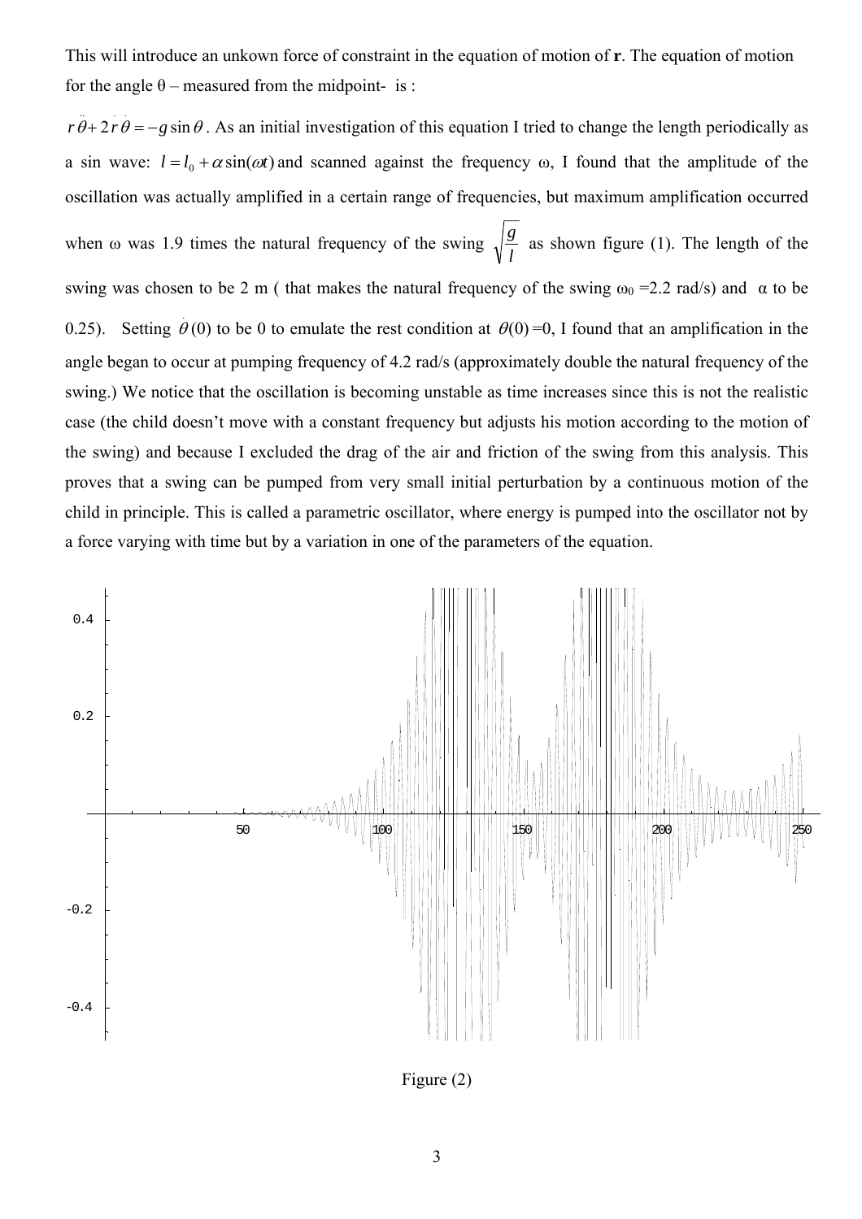This will introduce an unkown force of constraint in the equation of motion of **r**. The equation of motion for the angle θ – measured from the midpoint- is :

$r\ddot{\theta} + 2\dot{r}\dot{\theta} = -g\sin\theta$. As an initial investigation of this equation I tried to change the length periodically as a sin wave: $l = l_0 + \alpha\sin(\omega t)$ and scanned against the frequency ω, I found that the amplitude of the oscillation was actually amplified in a certain range of frequencies, but maximum amplification occurred when ω was 1.9 times the natural frequency of the swing $\sqrt{\frac{g}{l}}$ as shown figure (1). The length of the swing was chosen to be 2 m ( that makes the natural frequency of the swing $\omega_0$ =2.2 rad/s) and α to be 0.25). Setting $\dot{\theta}(0)$ to be 0 to emulate the rest condition at $\theta(0) = 0$, I found that an amplification in the angle began to occur at pumping frequency of 4.2 rad/s (approximately double the natural frequency of the swing.) We notice that the oscillation is becoming unstable as time increases since this is not the realistic case (the child doesn't move with a constant frequency but adjusts his motion according to the motion of the swing) and because I excluded the drag of the air and friction of the swing from this analysis. This proves that a swing can be pumped from very small initial perturbation by a continuous motion of the child in principle. This is called a parametric oscillator, where energy is pumped into the oscillator not by a force varying with time but by a variation in one of the parameters of the equation.

Figure (2)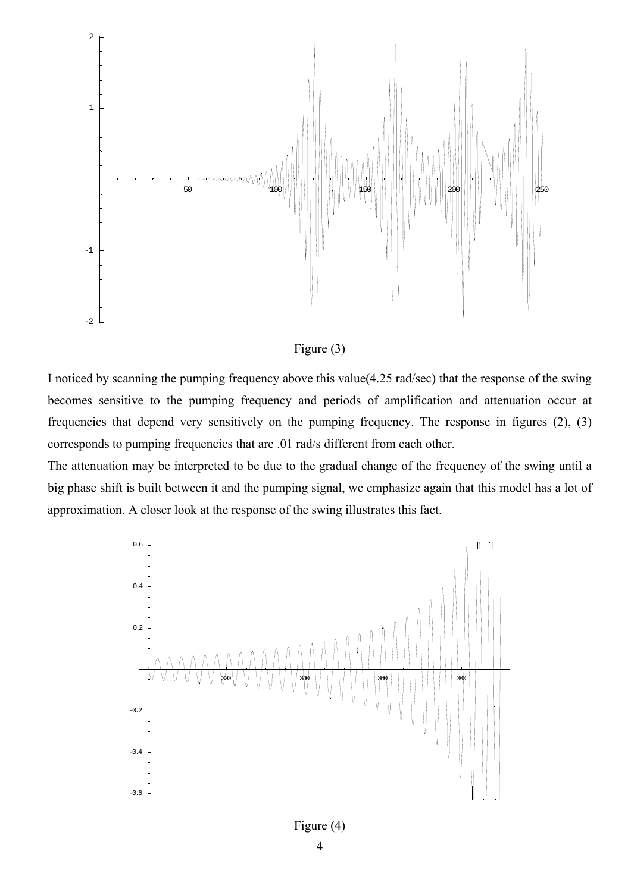Figure (3)

I noticed by scanning the pumping frequency above this value(4.25 rad/sec) that the response of the swing becomes sensitive to the pumping frequency and periods of amplification and attenuation occur at frequencies that depend very sensitively on the pumping frequency. The response in figures (2), (3) corresponds to pumping frequencies that are .01 rad/s different from each other.

The attenuation may be interpreted to be due to the gradual change of the frequency of the swing until a big phase shift is built between it and the pumping signal, we emphasize again that this model has a lot of approximation. A closer look at the response of the swing illustrates this fact.

Figure (4)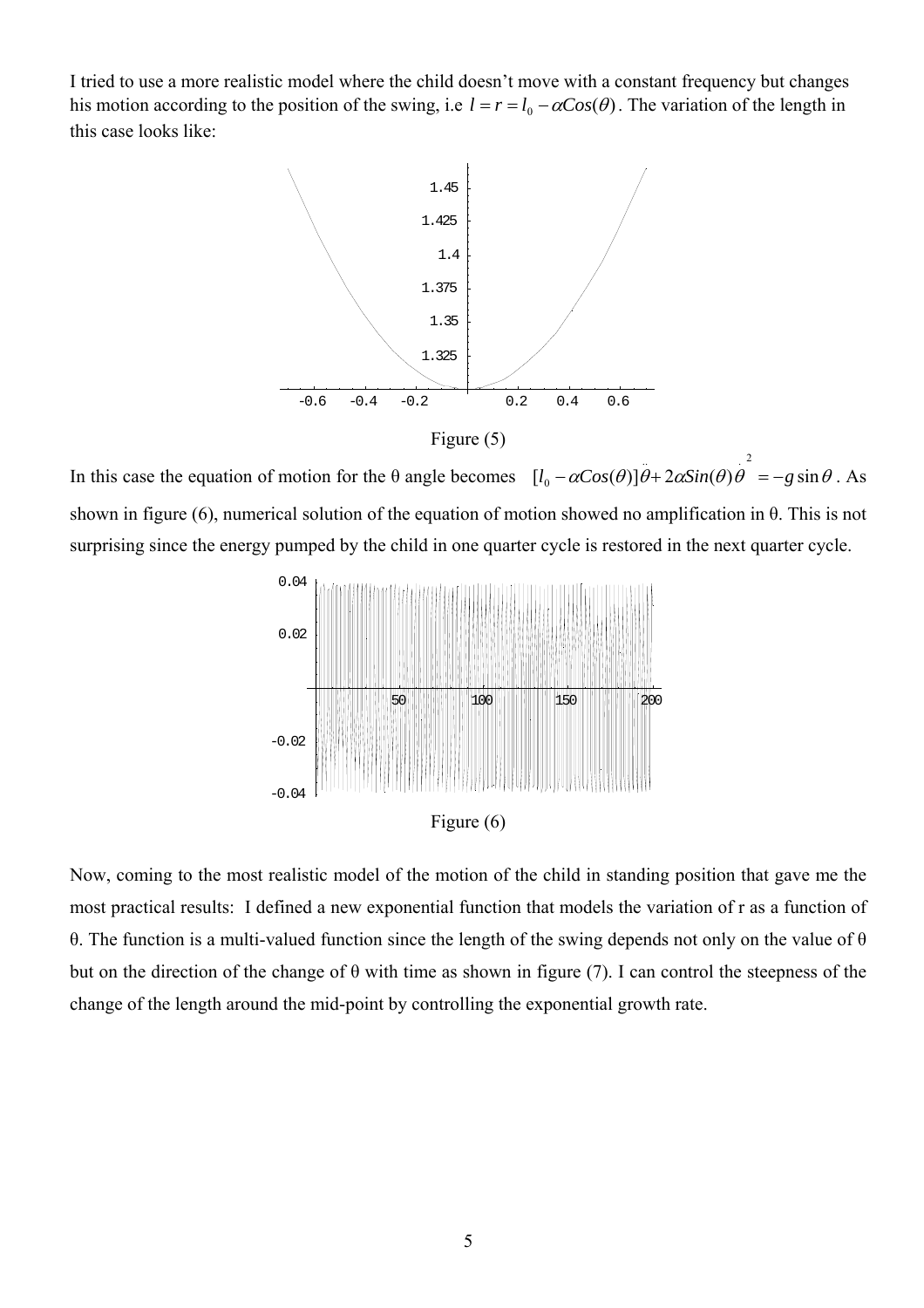I tried to use a more realistic model where the child doesn't move with a constant frequency but changes his motion according to the position of the swing, i.e $l = r = l_0 - \alpha Cos(\theta)$. The variation of the length in this case looks like:

Figure (5)

In this case the equation of motion for the θ angle becomes $[l_0 - \alpha Cos(\theta)]\ddot{\theta} + 2\alpha Sin(\theta)\dot{\theta}^2 = -g\sin\theta$. As shown in figure (6), numerical solution of the equation of motion showed no amplification in θ. This is not surprising since the energy pumped by the child in one quarter cycle is restored in the next quarter cycle.

Figure (6)

Now, coming to the most realistic model of the motion of the child in standing position that gave me the most practical results: I defined a new exponential function that models the variation of r as a function of θ. The function is a multi-valued function since the length of the swing depends not only on the value of θ but on the direction of the change of θ with time as shown in figure (7). I can control the steepness of the change of the length around the mid-point by controlling the exponential growth rate.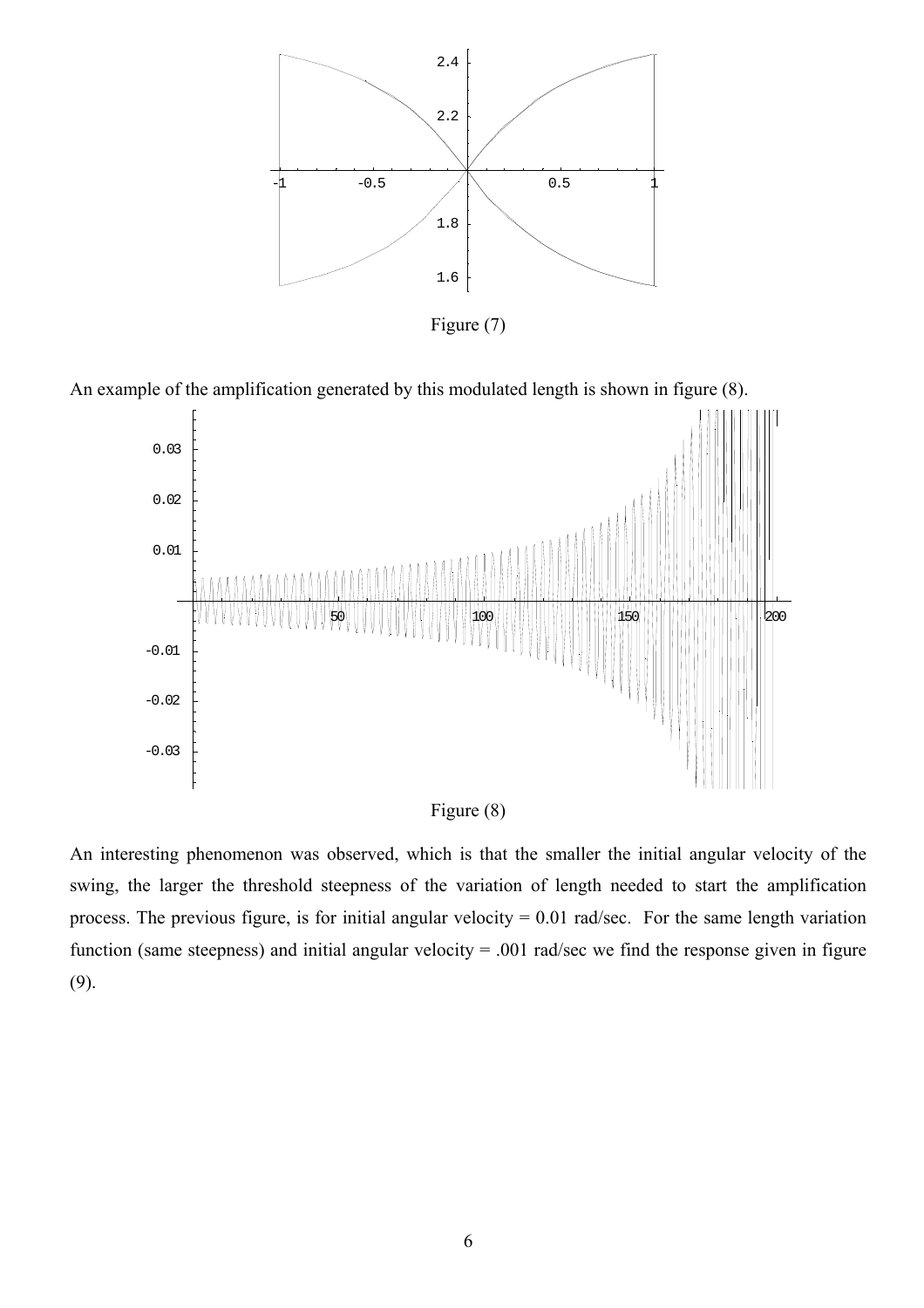Figure (7)

An example of the amplification generated by this modulated length is shown in figure (8).

Figure (8)

An interesting phenomenon was observed, which is that the smaller the initial angular velocity of the swing, the larger the threshold steepness of the variation of length needed to start the amplification process. The previous figure, is for initial angular velocity = 0.01 rad/sec. For the same length variation function (same steepness) and initial angular velocity = .001 rad/sec we find the response given in figure (9).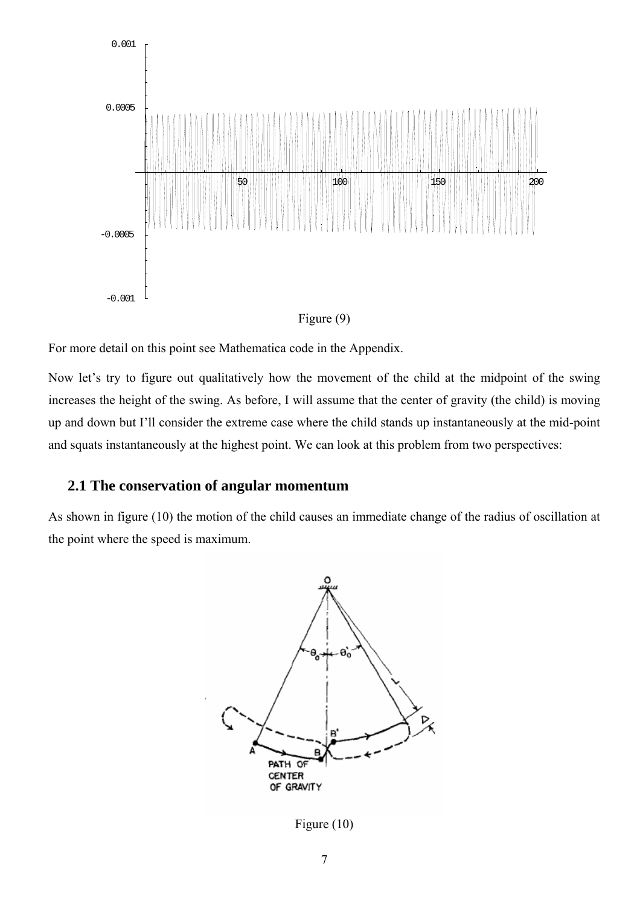Figure (9)

For more detail on this point see Mathematica code in the Appendix.

Now let's try to figure out qualitatively how the movement of the child at the midpoint of the swing increases the height of the swing. As before, I will assume that the center of gravity (the child) is moving up and down but I'll consider the extreme case where the child stands up instantaneously at the mid-point and squats instantaneously at the highest point. We can look at this problem from two perspectives:

## 2.1 The conservation of angular momentum

As shown in figure (10) the motion of the child causes an immediate change of the radius of oscillation at the point where the speed is maximum.

Figure (10)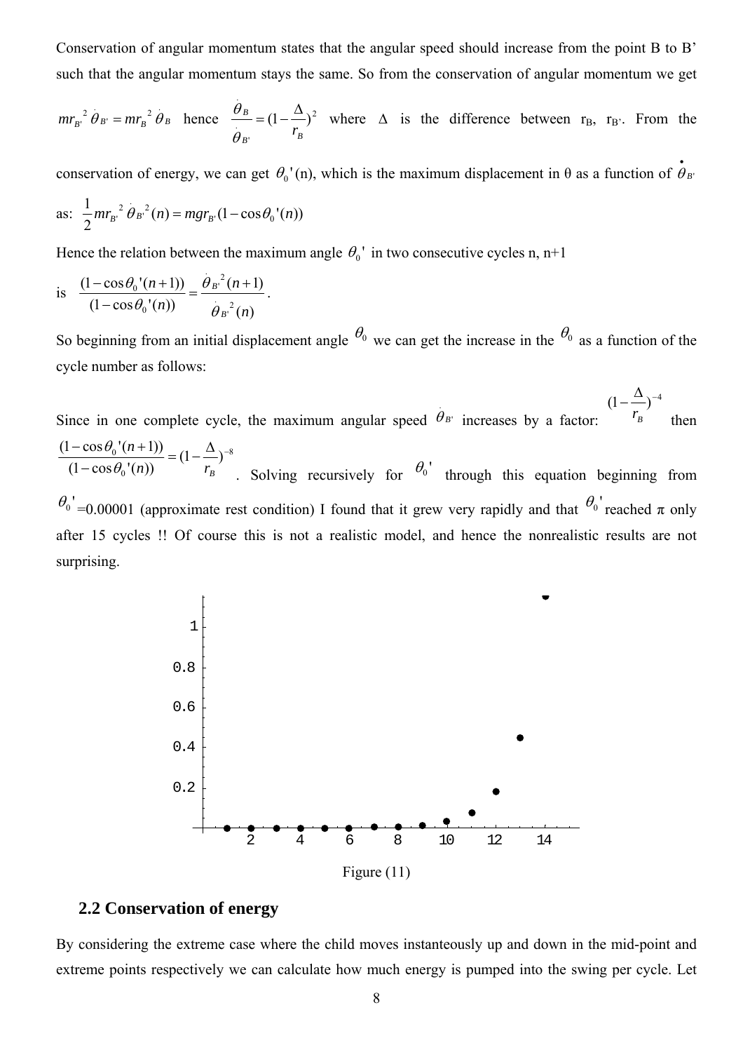Conservation of angular momentum states that the angular speed should increase from the point B to B' such that the angular momentum stays the same. So from the conservation of angular momentum we get $mr_{B'}^2 \dot{\theta}_{B'} = mr_B^2 \dot{\theta}_B$ hence $\frac{\dot{\theta}_B}{\dot{\theta}_{B'}} = (1 - \frac{\Delta}{r_B})^2$ where $\Delta$ is the difference between $r_B$, $r_{B'}$. From the conservation of energy, we can get $\theta_0'(n)$, which is the maximum displacement in θ as a function of $\dot{\theta}_{B'}$ as: $\frac{1}{2} mr_{B'}^2 \dot{\theta}_{B'}^2(n) = mgr_{B'}(1 - \cos\theta_0'(n))$

Hence the relation between the maximum angle $\theta_0'$ in two consecutive cycles n, n+1 is $\frac{(1-\cos\theta_0'(n+1))}{(1-\cos\theta_0'(n))} = \frac{\dot{\theta}_{B'}^2(n+1)}{\dot{\theta}_{B'}^2(n)}$.

So beginning from an initial displacement angle $\theta_0$ we can get the increase in the $\theta_0$ as a function of the cycle number as follows:

Since in one complete cycle, the maximum angular speed $\dot{\theta}_{B'}$ increases by a factor: $(1 - \frac{\Delta}{r_B})^{-4}$ then $\frac{(1-\cos\theta_0'(n+1))}{(1-\cos\theta_0'(n))} = (1 - \frac{\Delta}{r_B})^{-8}$. Solving recursively for $\theta_0'$ through this equation beginning from $\theta_0'$ =0.00001 (approximate rest condition) I found that it grew very rapidly and that $\theta_0'$ reached π only after 15 cycles !! Of course this is not a realistic model, and hence the nonrealistic results are not surprising.

Figure (11)

## 2.2 Conservation of energy

By considering the extreme case where the child moves instanteously up and down in the mid-point and extreme points respectively we can calculate how much energy is pumped into the swing per cycle. Let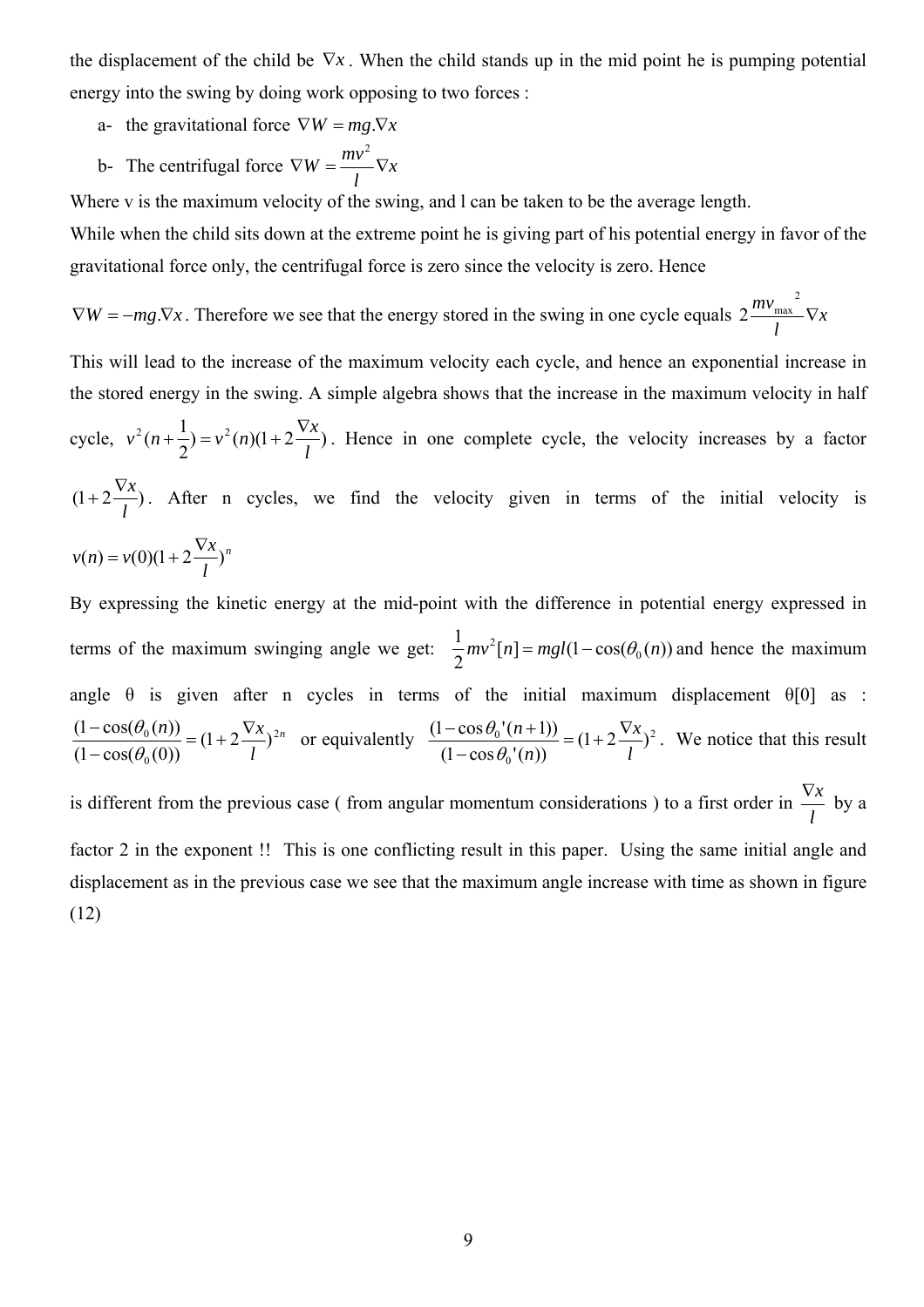the displacement of the child be $\nabla x$. When the child stands up in the mid point he is pumping potential energy into the swing by doing work opposing to two forces :

a- the gravitational force $\nabla W = mg.\nabla x$

b- The centrifugal force $\nabla W = \frac{mv^2}{l}\nabla x$

Where v is the maximum velocity of the swing, and l can be taken to be the average length.

While when the child sits down at the extreme point he is giving part of his potential energy in favor of the gravitational force only, the centrifugal force is zero since the velocity is zero. Hence $\nabla W = -mg.\nabla x$. Therefore we see that the energy stored in the swing in one cycle equals $2\frac{m{v_{\max}}^2}{l}\nabla x$

This will lead to the increase of the maximum velocity each cycle, and hence an exponential increase in the stored energy in the swing. A simple algebra shows that the increase in the maximum velocity in half cycle, $v^2(n+\frac{1}{2}) = v^2(n)(1+2\frac{\nabla x}{l})$. Hence in one complete cycle, the velocity increases by a factor $(1+2\frac{\nabla x}{l})$. After n cycles, we find the velocity given in terms of the initial velocity is $v(n) = v(0)(1+2\frac{\nabla x}{l})^n$

By expressing the kinetic energy at the mid-point with the difference in potential energy expressed in terms of the maximum swinging angle we get: $\frac{1}{2}mv^2[n] = mgl(1-\cos(\theta_0(n))$ and hence the maximum angle θ is given after n cycles in terms of the initial maximum displacement θ[0] as : $\frac{(1-\cos(\theta_0(n))}{(1-\cos(\theta_0(0))} = (1+2\frac{\nabla x}{l})^{2n}$ or equivalently $\frac{(1-\cos\theta_0'(n+1))}{(1-\cos\theta_0'(n))} = (1+2\frac{\nabla x}{l})^2$. We notice that this result is different from the previous case ( from angular momentum considerations ) to a first order in $\frac{\nabla x}{l}$ by a factor 2 in the exponent !! This is one conflicting result in this paper. Using the same initial angle and displacement as in the previous case we see that the maximum angle increase with time as shown in figure (12)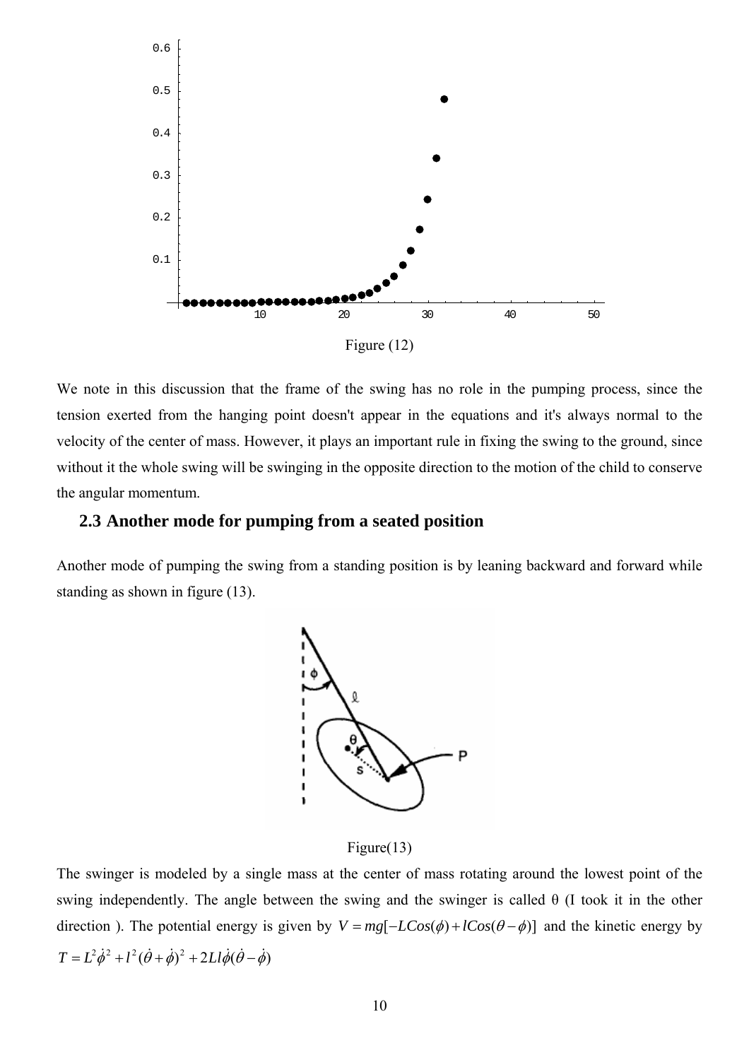Figure (12)

We note in this discussion that the frame of the swing has no role in the pumping process, since the tension exerted from the hanging point doesn't appear in the equations and it's always normal to the velocity of the center of mass. However, it plays an important rule in fixing the swing to the ground, since without it the whole swing will be swinging in the opposite direction to the motion of the child to conserve the angular momentum.

## 2.3 Another mode for pumping from a seated position

Another mode of pumping the swing from a standing position is by leaning backward and forward while standing as shown in figure (13).

Figure(13)

The swinger is modeled by a single mass at the center of mass rotating around the lowest point of the swing independently. The angle between the swing and the swinger is called θ (I took it in the other direction ). The potential energy is given by $V = mg[-LCos(\phi) + lCos(\theta - \phi)]$ and the kinetic energy by $T = L^2\dot{\phi}^2 + l^2(\dot{\theta} + \dot{\phi})^2 + 2Ll\dot{\phi}(\dot{\theta} - \dot{\phi})$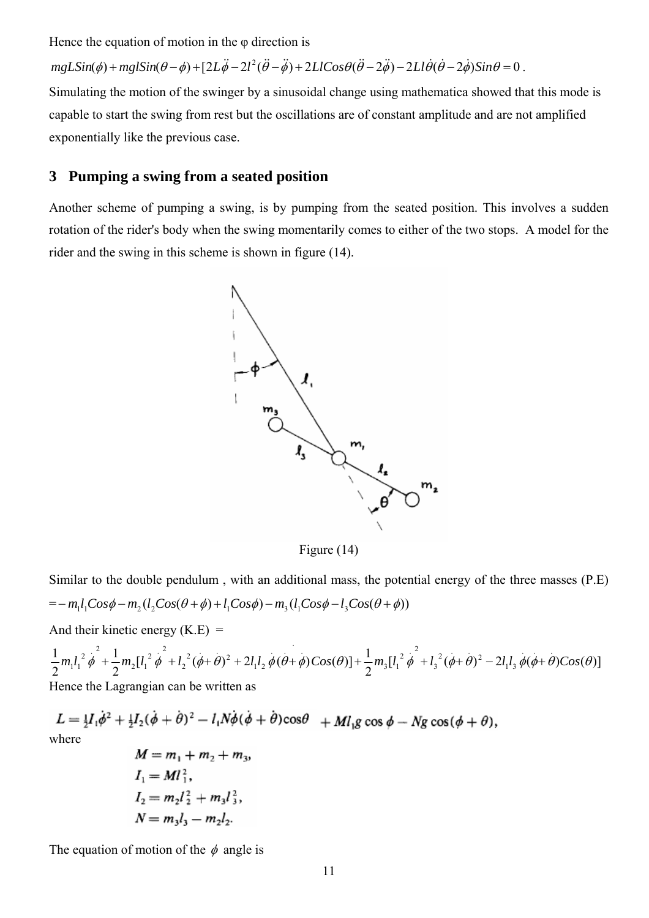Hence the equation of motion in the φ direction is

$$mgLSin(\phi) + mglSin(\theta - \phi) + [2L\ddot{\phi} - 2l^2(\ddot{\theta} - \ddot{\phi}) + 2LlCos\theta(\ddot{\theta} - 2\ddot{\phi}) - 2Ll\dot{\theta}(\dot{\theta} - 2\dot{\phi})Sin\theta = 0 .$$

Simulating the motion of the swinger by a sinusoidal change using mathematica showed that this mode is capable to start the swing from rest but the oscillations are of constant amplitude and are not amplified exponentially like the previous case.

## 3 Pumping a swing from a seated position

Another scheme of pumping a swing, is by pumping from the seated position. This involves a sudden rotation of the rider's body when the swing momentarily comes to either of the two stops. A model for the rider and the swing in this scheme is shown in figure (14).

Figure (14)

Similar to the double pendulum , with an additional mass, the potential energy of the three masses (P.E) $= -m_1 l_1 Cos\phi - m_2(l_2 Cos(\theta + \phi) + l_1 Cos\phi) - m_3(l_1 Cos\phi - l_3 Cos(\theta + \phi))$

And their kinetic energy (K.E) =

$$\frac{1}{2}m_1 l_1^{\,2}\dot{\phi}^2 + \frac{1}{2}m_2[l_1^{\,2}\dot{\phi}^2 + l_2^{\,2}(\dot{\phi} + \dot{\theta})^2 + 2l_1 l_2\dot{\phi}(\dot{\theta} + \dot{\phi})Cos(\theta)] + \frac{1}{2}m_3[l_1^{\,2}\dot{\phi}^2 + l_3^{\,2}(\dot{\phi} + \dot{\theta})^2 - 2l_1 l_3\dot{\phi}(\dot{\phi} + \dot{\theta})Cos(\theta)]$$

Hence the Lagrangian can be written as

$$L = \tfrac{1}{2}I_1\dot{\phi}^2 + \tfrac{1}{2}I_2(\dot{\phi} + \dot{\theta})^2 - l_1 N\dot{\phi}(\dot{\phi} + \dot{\theta})\cos\theta \;\; + Ml_1 g\cos\phi - Ng\cos(\phi + \theta),$$

where

$$M = m_1 + m_2 + m_3,$$
$$I_1 = Ml_1^2,$$
$$I_2 = m_2 l_2^2 + m_3 l_3^2,$$
$$N = m_3 l_3 - m_2 l_2.$$

The equation of motion of the $\phi$ angle is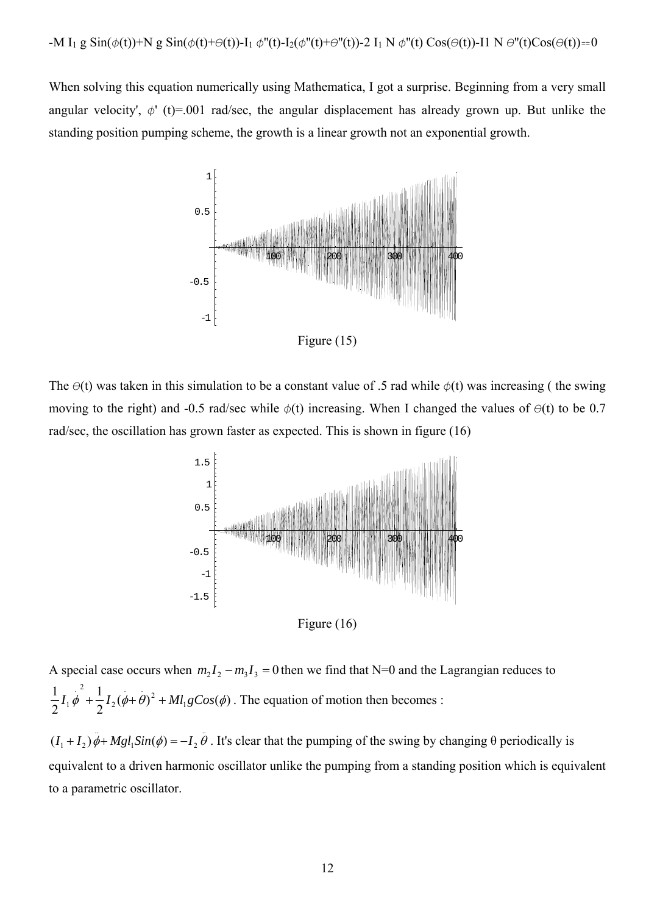$-M I_1 g \, Sin(\phi(t))+N g \, Sin(\phi(t)+\Theta(t))-I_1 \phi''(t)-I_2(\phi''(t)+\Theta''(t))-2 I_1 N \phi''(t) Cos(\Theta(t))-I1 N \Theta''(t)Cos(\Theta(t))==0$

When solving this equation numerically using Mathematica, I got a surprise. Beginning from a very small angular velocity', $\phi'$ (t)=.001 rad/sec, the angular displacement has already grown up. But unlike the standing position pumping scheme, the growth is a linear growth not an exponential growth.

Figure (15)

The $\Theta(t)$ was taken in this simulation to be a constant value of .5 rad while $\phi(t)$ was increasing ( the swing moving to the right) and -0.5 rad/sec while $\phi(t)$ increasing. When I changed the values of $\Theta(t)$ to be 0.7 rad/sec, the oscillation has grown faster as expected. This is shown in figure (16)

Figure (16)

A special case occurs when $m_2 I_2 - m_3 I_3 = 0$ then we find that N=0 and the Lagrangian reduces to $\frac{1}{2} I_1 \dot{\phi}^2 + \frac{1}{2} I_2 (\dot{\phi} + \dot{\theta})^2 + M l_1 g Cos(\phi)$. The equation of motion then becomes :

$(I_1 + I_2) \ddot{\phi} + M g l_1 Sin(\phi) = -I_2 \ddot{\theta}$. It's clear that the pumping of the swing by changing θ periodically is equivalent to a driven harmonic oscillator unlike the pumping from a standing position which is equivalent to a parametric oscillator.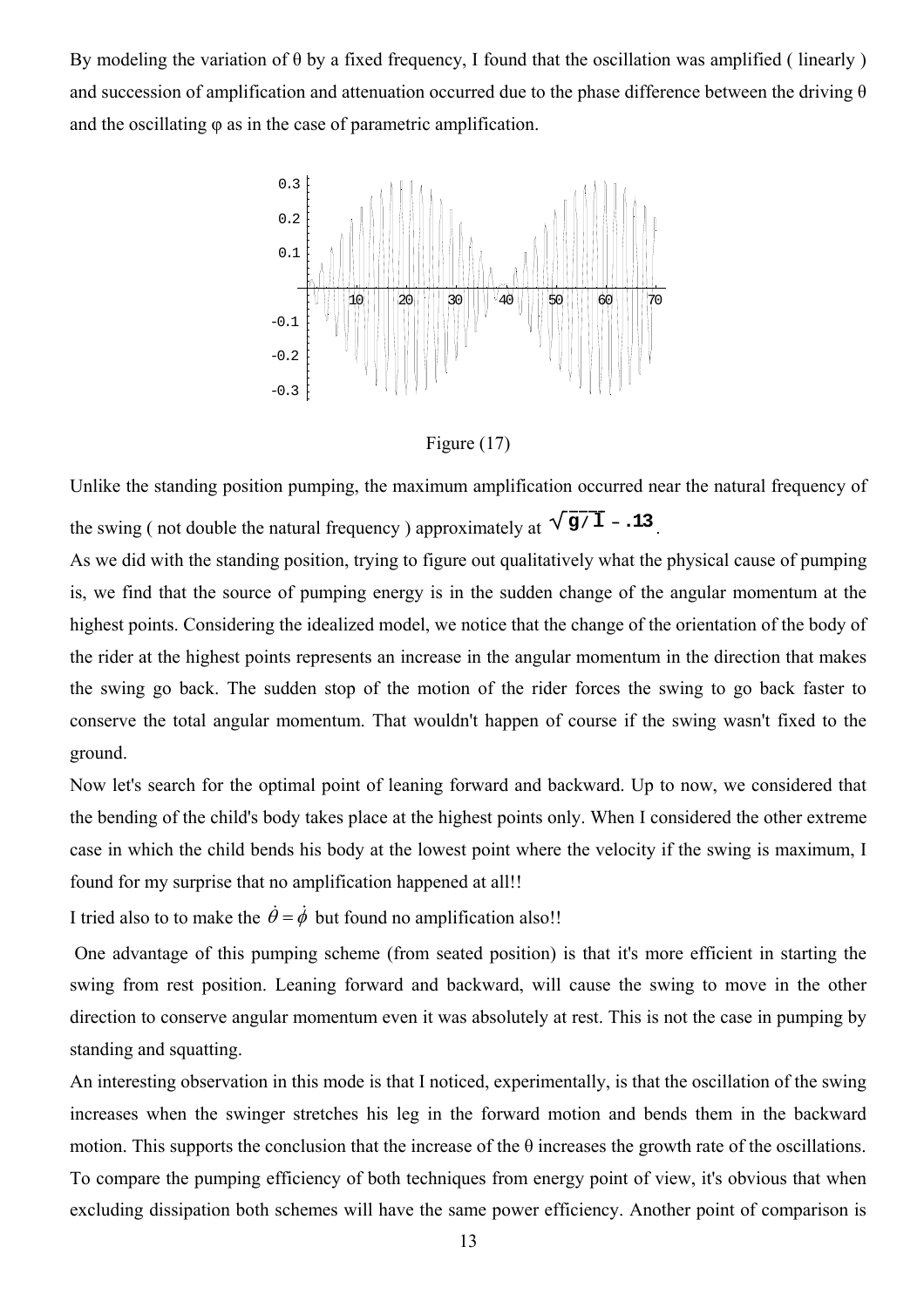By modeling the variation of θ by a fixed frequency, I found that the oscillation was amplified ( linearly ) and succession of amplification and attenuation occurred due to the phase difference between the driving θ and the oscillating φ as in the case of parametric amplification.

Figure (17)

Unlike the standing position pumping, the maximum amplification occurred near the natural frequency of the swing ( not double the natural frequency ) approximately at $\sqrt{g/l} - .13$.

As we did with the standing position, trying to figure out qualitatively what the physical cause of pumping is, we find that the source of pumping energy is in the sudden change of the angular momentum at the highest points. Considering the idealized model, we notice that the change of the orientation of the body of the rider at the highest points represents an increase in the angular momentum in the direction that makes the swing go back. The sudden stop of the motion of the rider forces the swing to go back faster to conserve the total angular momentum. That wouldn't happen of course if the swing wasn't fixed to the ground.

Now let's search for the optimal point of leaning forward and backward. Up to now, we considered that the bending of the child's body takes place at the highest points only. When I considered the other extreme case in which the child bends his body at the lowest point where the velocity if the swing is maximum, I found for my surprise that no amplification happened at all!!

I tried also to to make the $\dot{\theta} = \dot{\phi}$ but found no amplification also!!

One advantage of this pumping scheme (from seated position) is that it's more efficient in starting the swing from rest position. Leaning forward and backward, will cause the swing to move in the other direction to conserve angular momentum even it was absolutely at rest. This is not the case in pumping by standing and squatting.

An interesting observation in this mode is that I noticed, experimentally, is that the oscillation of the swing increases when the swinger stretches his leg in the forward motion and bends them in the backward motion. This supports the conclusion that the increase of the θ increases the growth rate of the oscillations.

To compare the pumping efficiency of both techniques from energy point of view, it's obvious that when excluding dissipation both schemes will have the same power efficiency. Another point of comparison is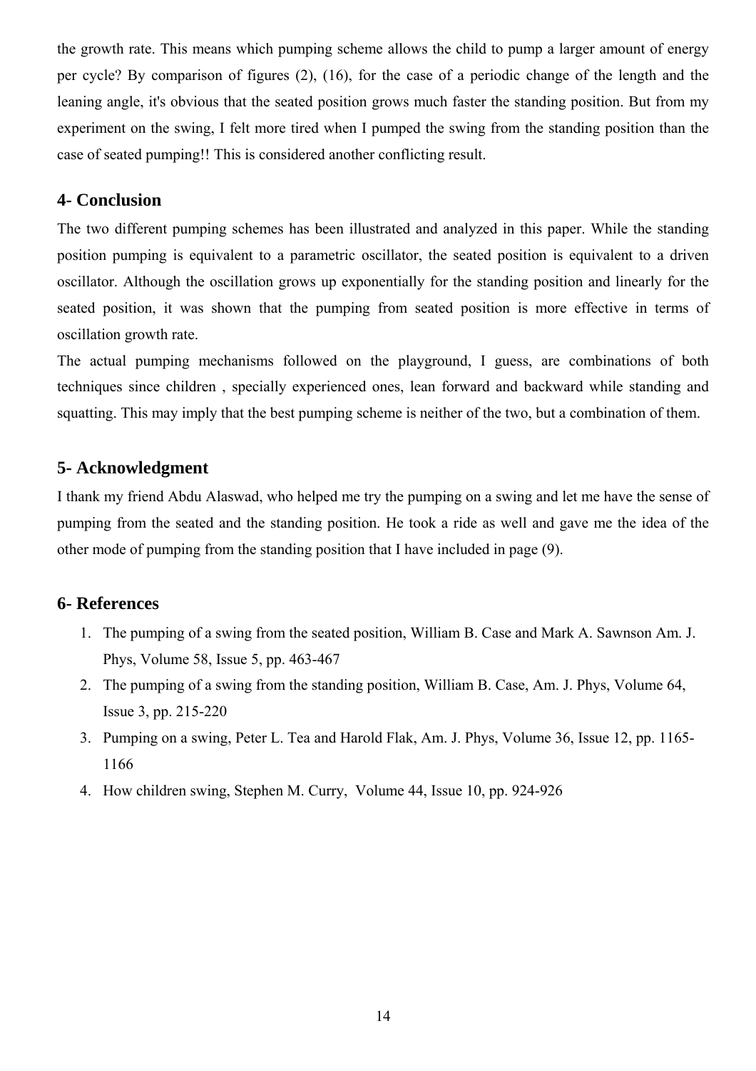the growth rate. This means which pumping scheme allows the child to pump a larger amount of energy per cycle? By comparison of figures (2), (16), for the case of a periodic change of the length and the leaning angle, it's obvious that the seated position grows much faster the standing position. But from my experiment on the swing, I felt more tired when I pumped the swing from the standing position than the case of seated pumping!! This is considered another conflicting result.

## 4- Conclusion

The two different pumping schemes has been illustrated and analyzed in this paper. While the standing position pumping is equivalent to a parametric oscillator, the seated position is equivalent to a driven oscillator. Although the oscillation grows up exponentially for the standing position and linearly for the seated position, it was shown that the pumping from seated position is more effective in terms of oscillation growth rate.

The actual pumping mechanisms followed on the playground, I guess, are combinations of both techniques since children , specially experienced ones, lean forward and backward while standing and squatting. This may imply that the best pumping scheme is neither of the two, but a combination of them.

## 5- Acknowledgment

I thank my friend Abdu Alaswad, who helped me try the pumping on a swing and let me have the sense of pumping from the seated and the standing position. He took a ride as well and gave me the idea of the other mode of pumping from the standing position that I have included in page (9).

## 6- References

1. The pumping of a swing from the seated position, William B. Case and Mark A. Sawnson Am. J. Phys, Volume 58, Issue 5, pp. 463-467
2. The pumping of a swing from the standing position, William B. Case, Am. J. Phys, Volume 64, Issue 3, pp. 215-220
3. Pumping on a swing, Peter L. Tea and Harold Flak, Am. J. Phys, Volume 36, Issue 12, pp. 1165-1166
4. How children swing, Stephen M. Curry, Volume 44, Issue 10, pp. 924-926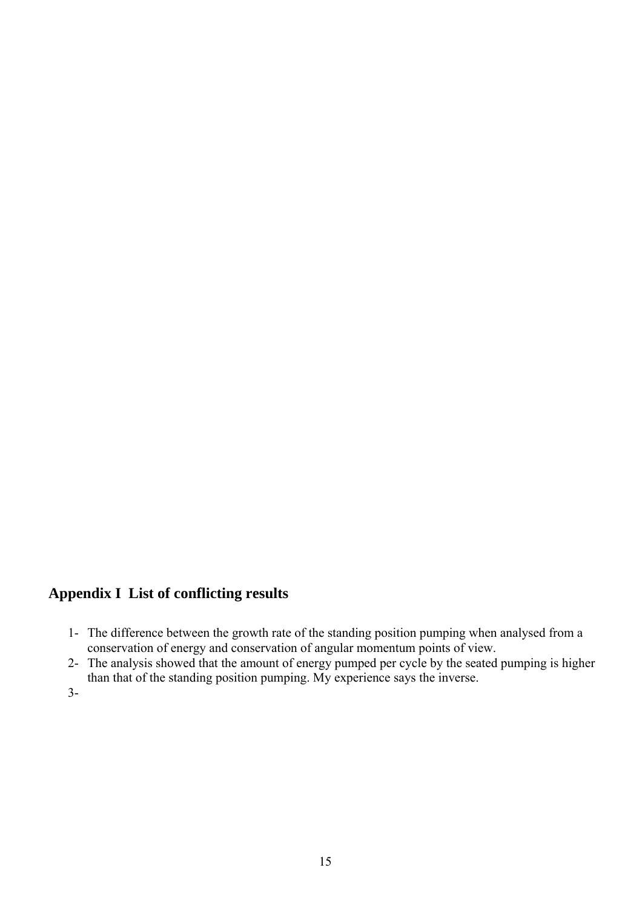## Appendix I List of conflicting results

1- The difference between the growth rate of the standing position pumping when analysed from a conservation of energy and conservation of angular momentum points of view.

2- The analysis showed that the amount of energy pumped per cycle by the seated pumping is higher than that of the standing position pumping. My experience says the inverse.

3-